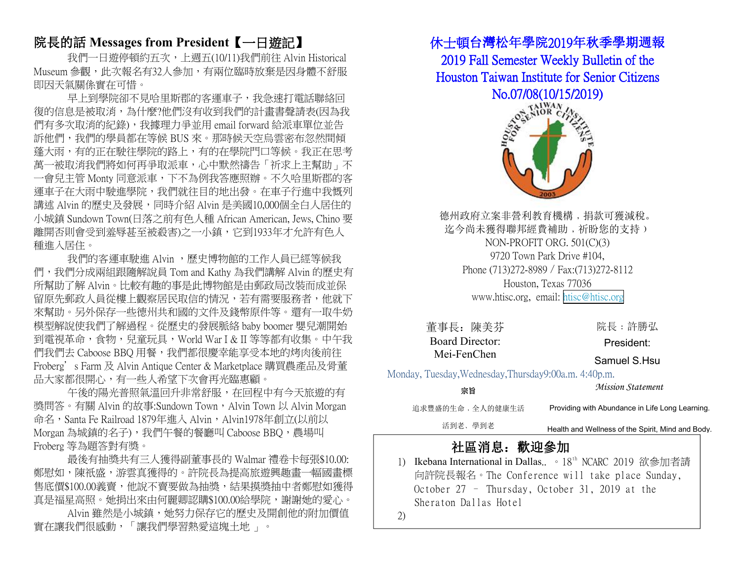## 院長的話 Messages from President【一日遊記】

我們一日遊停頓約五次，上週五(10/11)我們前往 Alvin Historical Museum 參觀，此次報名有32人參加，有兩位臨時放棄是因身體不舒服即因天氣關係實在可惜。

早上到學院卻不見哈里斯郡的客運車子，我急速打電話聯絡回復的信息是被取消，為什麼?他們沒有收到我們的計畫書聲請表(因為我們有多次取消的紀錄)，我據理力爭並用 email forward 給派車單位並告訴他們，我們的學員都在等候 BUS 來。那時候天空烏雲密布忽然間傾蓬大雨，有的正在駛往學院的路上，有的在學院門口等候。我正在思考萬一被取消我們將如何再爭取派車，心中默然禱告「祈求上主幫助」不一會兒主管 Monty 同意派車，下不為例我答應照辦。不久哈里斯郡的客運車子在大雨中駛進學院，我們就往目的地出發。在車子行進中我慨列講述 Alvin 的歷史及發展，同時介紹 Alvin 是美國10,000個全白人居住的小城鎮 Sundown Town(日落之前有色人種 African American, Jews, Chino 要離開否則會受到羞辱甚至被殺害)之一小鎮，它到1933年才允許有色人種進入居住。

我們的客運車駛進 Alvin ，歷史博物館的工作人員已經等候我們，我們分成兩組跟隨解說員 Tom and Kathy 為我們講解 Alvin 的歷史有所幫助了解 Alvin。比較有趣的事是此博物館是由郵政局改裝而成並保留原先郵政人員從樓上觀察居民取信的情況，若有需要服務者，他就下來幫助。另外保存一些德州共和國的文件及錢幣原件等。還有一取牛奶模型解說使我們了解過程。從歷史的發展脈絡 baby boomer 嬰兒潮開始到電視革命，食物，兒童玩具，World War I & II 等等都有收集。中午我們我們去 Caboose BBQ 用餐，我們都很慶幸能享受本地的烤肉後前往 Froberg' s Farm 及 Alvin Antique Center & Marketplace 購買農產品及骨董品大家都很開心，有一些人希望下次會再光臨惠顧。

午後的陽光普照氣溫回升非常舒服，在回程中有今天旅遊的有獎問答。有關 Alvin 的故事:Sundown Town，Alvin Town 以 Alvin Morgan 命名，Santa Fe Railroad 1879年進入 Alvin，Alvin1978年創立(以前以 Morgan 為城鎮的名字)，我們午餐的餐廳叫 Caboose BBQ，農場叫 Froberg 等為題答對有獎。

最後有抽獎共有三人獲得副董事長的 Walmar 禮卷卡每張$10.00:鄭慰如，陳祇盛，游雲真獲得的。許院長為提高旅遊興趣畫一幅國畫標售底價$100.00義賣，他說不賣要做為抽獎，結果摸獎抽中者鄭慰如獲得真是福星高照。她捐出來由何麗卿認購$100.00給學院，謝謝她的愛心。

Alvin 雖然是小城鎮，她努力保存它的歷史及開創他的附加價值實在讓我們很感動，「讓我們學習熱愛這塊土地 」。

# 休士頓台灣松年學院2019年秋季學期週報
## 2019 Fall Semester Weekly Bulletin of the Houston Taiwan Institute for Senior Citizens
## No.07/08(10/15/2019)

德州政府立案非營利教育機構，捐款可獲減稅。
迄今尚未獲得聯邦經費補助，祈盼您的支持）
NON-PROFIT ORG. 501(C)(3)
9720 Town Park Drive #104,
Phone (713)272-8989 / Fax:(713)272-8112
Houston, Texas 77036
www.htisc.org, email: htisc@htisc.org

董事長：陳美芬
Board Director: Mei-FenChen

院長：許勝弘
President: Samuel S.Hsu

Monday, Tuesday,Wednesday,Thursday9:00a.m. 4:40p.m.

宗旨 *Mission Statement*

追求豐盛的生命，全人的健康生活 Providing with Abundance in Life Long Learning.

活到老、學到老 Health and Wellness of the Spirit, Mind and Body.

## 社區消息：歡迎參加

1) Ikebana International in Dallas.. 。18th NCARC 2019 欲參加者請向許院長報名。The Conference will take place Sunday, October 27 – Thursday, October 31, 2019 at the Sheraton Dallas Hotel
2)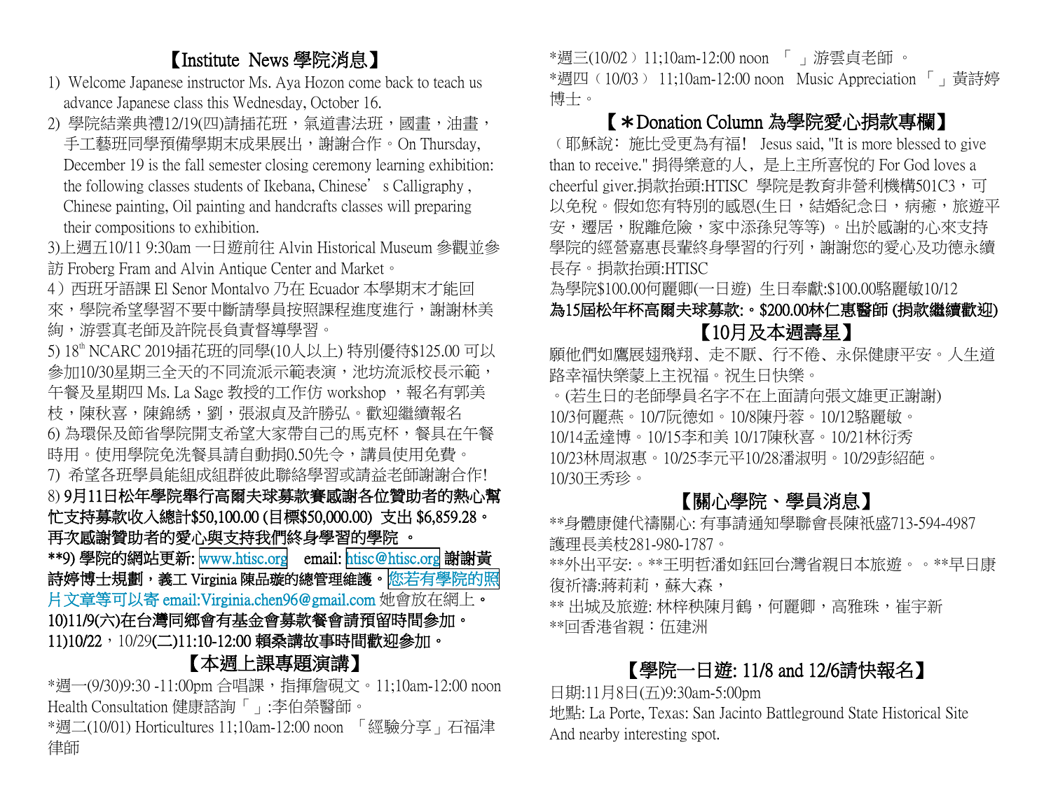## 【Institute News 學院消息】

1) Welcome Japanese instructor Ms. Aya Hozon come back to teach us advance Japanese class this Wednesday, October 16.
2) 學院結業典禮12/19(四)請插花班，氣道書法班，國畫，油畫，手工藝班同學預備學期末成果展出，謝謝合作。On Thursday, December 19 is the fall semester closing ceremony learning exhibition: the following classes students of Ikebana, Chinese' s Calligraphy , Chinese painting, Oil painting and handcrafts classes will preparing their compositions to exhibition.

3)上週五10/11 9:30am 一日遊前往 Alvin Historical Museum 參觀並參訪 Froberg Fram and Alvin Antique Center and Market。

4）西班牙語課 El Senor Montalvo 乃在 Ecuador 本學期末才能回來，學院希望學習不要中斷請學員按照課程進度進行，謝謝林美絢，游雲真老師及許院長負責督導學習。

5) 18th NCARC 2019插花班的同學(10人以上) 特別優待$125.00 可以參加10/30星期三全天的不同流派示範表演，池坊流派校長示範，午餐及星期四 Ms. La Sage 教授的工作仿 workshop ，報名有郭美枝，陳秋喜，陳錦綉，劉，張淑貞及許勝弘。歡迎繼續報名

6) 為環保及節省學院開支希望大家帶自己的馬克杯，餐具在午餐時用。使用學院免洗餐具請自動捐0.50先令，講員使用免費。

7) 希望各班學員能組成組群彼此聯絡學習或請益老師謝謝合作!

**8) 9月11日松年學院舉行高爾夫球募款賽感謝各位贊助者的熱心幫忙支持募款收入總計$50,100.00 (目標$50,000.00) 支出 $6,859.28。再次感謝贊助者的愛心與支持我們終身學習的學院 。**

****9) 學院的網站更新: www.htisc.org email: htisc@htisc.org 謝謝黃詩婷博士規劃，義工 Virginia 陳品璇的總管理維護。您若有學院的照片文章等可以寄 email:Virginia.chen96@gmail.com 她會放在網上。**

**10)11/9(六)在台灣同鄉會有基金會募款餐會請預留時間參加。**

**11)10/22，10/29(二)11:10-12:00 賴桑講故事時間歡迎參加。**

## 【本週上課專題演講】

*週一(9/30)9:30 -11:00pm 合唱課，指揮詹硯文。11;10am-12:00 noon Health Consultation 健康諮詢「 」:李伯榮醫師。

*週二(10/01) Horticultures 11;10am-12:00 noon 「經驗分享」石福津律師

*週三(10/02）11;10am-12:00 noon 「 」游雲貞老師 。

*週四（10/03） 11;10am-12:00 noon Music Appreciation 「 」黃詩婷博士。

## 【＊Donation Column 為學院愛心捐款專欄】

（耶穌說：施比受更為有福! Jesus said, "It is more blessed to give than to receive." 捐得樂意的人，是上主所喜悅的 For God loves a cheerful giver.捐款抬頭:HTISC 學院是教育非營利機構501C3，可以免稅。假如您有特別的感恩(生日，結婚紀念日，病癒，旅遊平安，遷居，脫離危險，家中添孫兒等等) 。出於感謝的心來支持學院的經營嘉惠長輩終身學習的行列，謝謝您的愛心及功德永續長存。捐款抬頭:HTISC

為學院$100.00何麗卿(一日遊) 生日奉獻:$100.00駱麗敏10/12

**為15屆松年杯高爾夫球募款:。$200.00林仁惠醫師 (捐款繼續歡迎)**

## 【10月及本週壽星】

願他們如鷹展翅飛翔、走不厭、行不倦、永保健康平安。人生道路幸福快樂蒙上主祝福。祝生日快樂。

。(若生日的老師學員名字不在上面請向張文雄更正謝謝)

10/3何麗燕。10/7阮德如。10/8陳丹蓉。10/12駱麗敏。
10/14孟達博。10/15李和美 10/17陳秋喜。10/21林衍秀
10/23林周淑惠。10/25李元平10/28潘淑明。10/29彭紹葩。
10/30王秀珍。

## 【關心學院、學員消息】

**身體康健代禱關心: 有事請通知學聯會長陳祇盛713-594-4987 護理長美枝281-980-1787。

**外出平安:。**王明哲潘如鈺回台灣省親日本旅遊。。**早日康復祈禱:蔣莉莉，蘇大森，

** 出城及旅遊: 林梓秧陳月鶴，何麗卿，高雅珠，崔宇新

**回香港省親：伍建洲

## 【學院一日遊: 11/8 and 12/6請快報名】

日期:11月8日(五)9:30am-5:00pm

地點: La Porte, Texas: San Jacinto Battleground State Historical Site And nearby interesting spot.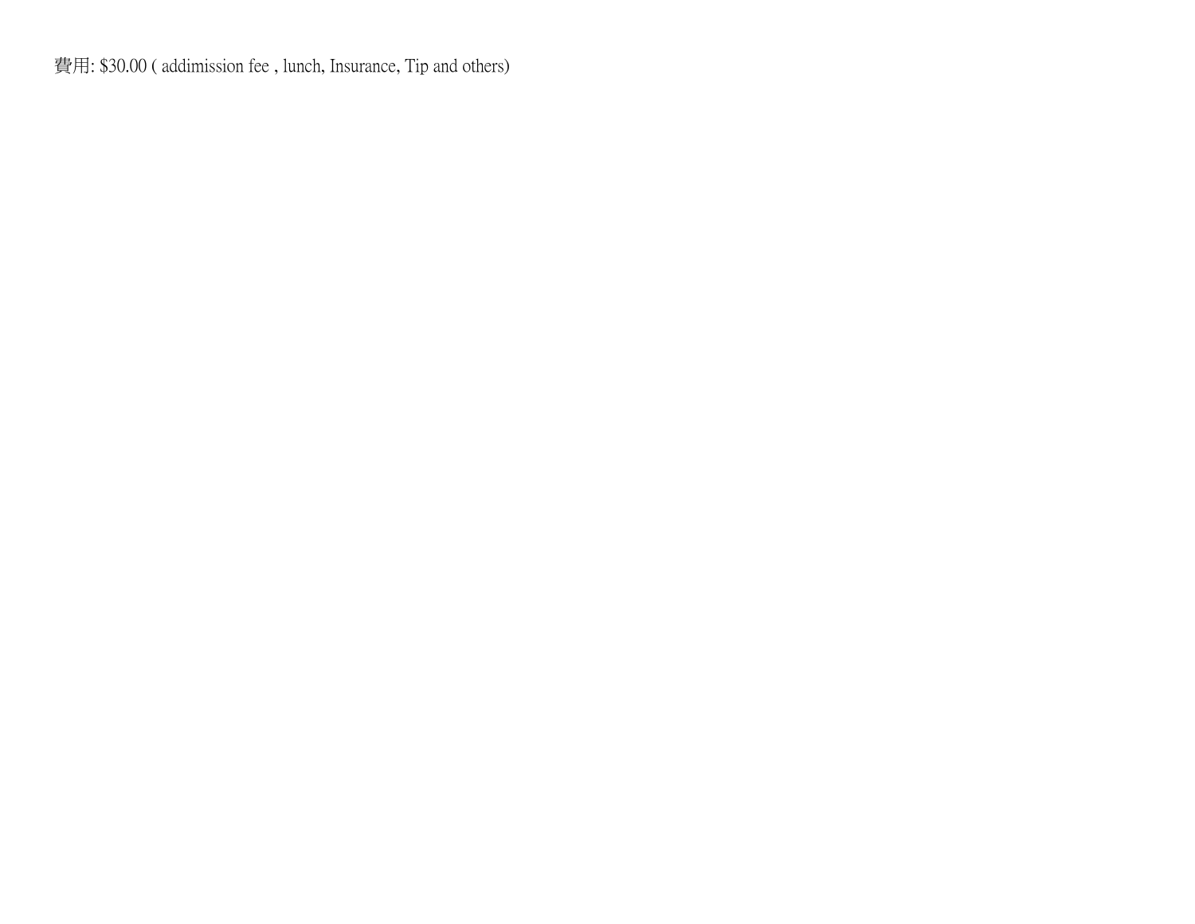費用: $30.00 ( addimission fee , lunch, Insurance, Tip and others)